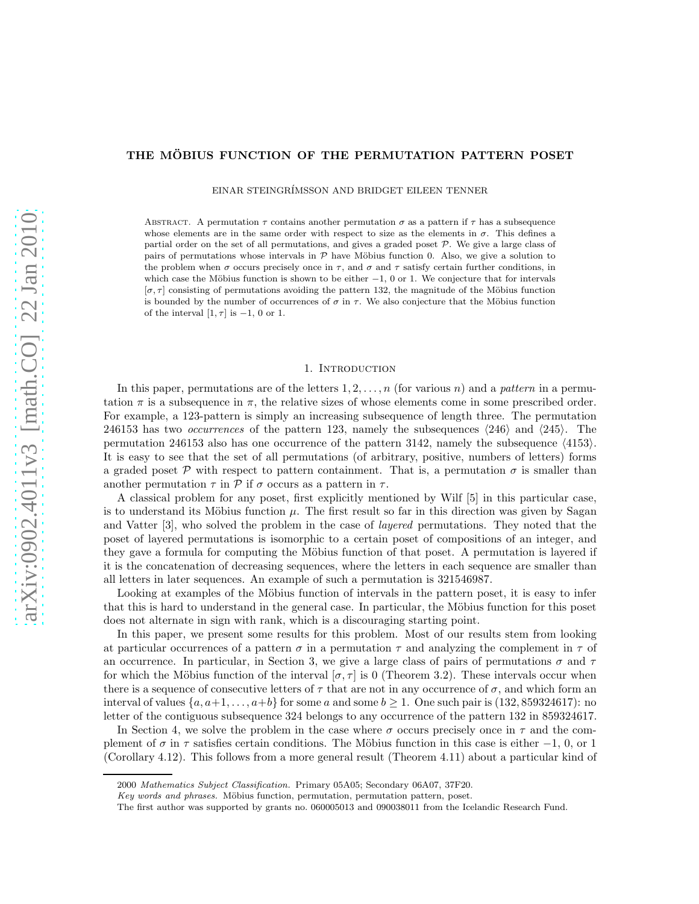# THE MÖBIUS FUNCTION OF THE PERMUTATION PATTERN POSET

EINAR STEINGRÍMSSON AND BRIDGET EILEEN TENNER

ABSTRACT. A permutation $\tau$ contains another permutation $\sigma$ as a pattern if $\tau$ has a subsequence whose elements are in the same order with respect to size as the elements in $\sigma$. This defines a partial order on the set of all permutations, and gives a graded poset $\mathcal{P}$. We give a large class of pairs of permutations whose intervals in $\mathcal{P}$ have Möbius function 0. Also, we give a solution to the problem when $\sigma$ occurs precisely once in $\tau$, and $\sigma$ and $\tau$ satisfy certain further conditions, in which case the Möbius function is shown to be either $-1$, 0 or 1. We conjecture that for intervals $[\sigma, \tau]$ consisting of permutations avoiding the pattern 132, the magnitude of the Möbius function is bounded by the number of occurrences of $\sigma$ in $\tau$. We also conjecture that the Möbius function of the interval $[1, \tau]$ is $-1$, 0 or 1.

## 1. Introduction

In this paper, permutations are of the letters $1, 2, \ldots, n$ (for various $n$) and a *pattern* in a permutation $\pi$ is a subsequence in $\pi$, the relative sizes of whose elements come in some prescribed order. For example, a 123-pattern is simply an increasing subsequence of length three. The permutation 246153 has two *occurrences* of the pattern 123, namely the subsequences $\langle 246 \rangle$ and $\langle 245 \rangle$. The permutation 246153 also has one occurrence of the pattern 3142, namely the subsequence $\langle 4153 \rangle$. It is easy to see that the set of all permutations (of arbitrary, positive, numbers of letters) forms a graded poset $\mathcal{P}$ with respect to pattern containment. That is, a permutation $\sigma$ is smaller than another permutation $\tau$ in $\mathcal{P}$ if $\sigma$ occurs as a pattern in $\tau$.

A classical problem for any poset, first explicitly mentioned by Wilf [5] in this particular case, is to understand its Möbius function $\mu$. The first result so far in this direction was given by Sagan and Vatter [3], who solved the problem in the case of *layered* permutations. They noted that the poset of layered permutations is isomorphic to a certain poset of compositions of an integer, and they gave a formula for computing the Möbius function of that poset. A permutation is layered if it is the concatenation of decreasing sequences, where the letters in each sequence are smaller than all letters in later sequences. An example of such a permutation is 321546987.

Looking at examples of the Möbius function of intervals in the pattern poset, it is easy to infer that this is hard to understand in the general case. In particular, the Möbius function for this poset does not alternate in sign with rank, which is a discouraging starting point.

In this paper, we present some results for this problem. Most of our results stem from looking at particular occurrences of a pattern $\sigma$ in a permutation $\tau$ and analyzing the complement in $\tau$ of an occurrence. In particular, in Section 3, we give a large class of pairs of permutations $\sigma$ and $\tau$ for which the Möbius function of the interval $[\sigma, \tau]$ is 0 (Theorem 3.2). These intervals occur when there is a sequence of consecutive letters of $\tau$ that are not in any occurrence of $\sigma$, and which form an interval of values $\{a, a+1, \ldots, a+b\}$ for some $a$ and some $b \geq 1$. One such pair is $(132, 859324617)$: no letter of the contiguous subsequence 324 belongs to any occurrence of the pattern 132 in 859324617.

In Section 4, we solve the problem in the case where $\sigma$ occurs precisely once in $\tau$ and the complement of $\sigma$ in $\tau$ satisfies certain conditions. The Möbius function in this case is either $-1$, 0, or 1 (Corollary 4.12). This follows from a more general result (Theorem 4.11) about a particular kind of

2000 *Mathematics Subject Classification.* Primary 05A05; Secondary 06A07, 37F20.

*Key words and phrases.* Möbius function, permutation, permutation pattern, poset.

The first author was supported by grants no. 060005013 and 090038011 from the Icelandic Research Fund.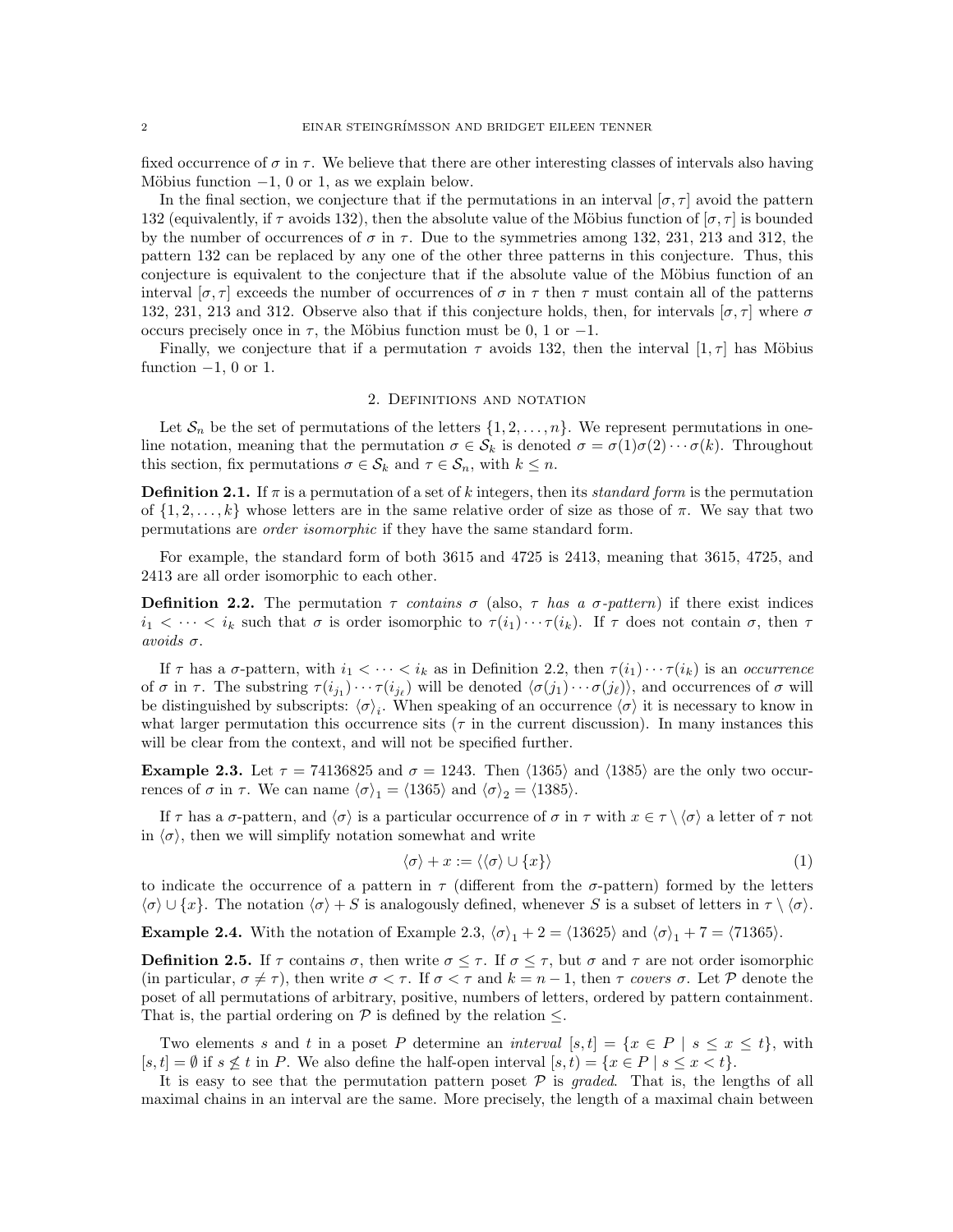fixed occurrence of $\sigma$ in $\tau$. We believe that there are other interesting classes of intervals also having Möbius function $-1$, 0 or 1, as we explain below.

In the final section, we conjecture that if the permutations in an interval $[\sigma, \tau]$ avoid the pattern 132 (equivalently, if $\tau$ avoids 132), then the absolute value of the Möbius function of $[\sigma, \tau]$ is bounded by the number of occurrences of $\sigma$ in $\tau$. Due to the symmetries among 132, 231, 213 and 312, the pattern 132 can be replaced by any one of the other three patterns in this conjecture. Thus, this conjecture is equivalent to the conjecture that if the absolute value of the Möbius function of an interval $[\sigma, \tau]$ exceeds the number of occurrences of $\sigma$ in $\tau$ then $\tau$ must contain all of the patterns 132, 231, 213 and 312. Observe also that if this conjecture holds, then, for intervals $[\sigma, \tau]$ where $\sigma$ occurs precisely once in $\tau$, the Möbius function must be 0, 1 or $-1$.

Finally, we conjecture that if a permutation $\tau$ avoids 132, then the interval $[1, \tau]$ has Möbius function $-1$, 0 or 1.

## 2. Definitions and notation

Let $\mathcal{S}_n$ be the set of permutations of the letters $\{1, 2, \ldots, n\}$. We represent permutations in one-line notation, meaning that the permutation $\sigma \in \mathcal{S}_k$ is denoted $\sigma = \sigma(1)\sigma(2)\cdots\sigma(k)$. Throughout this section, fix permutations $\sigma \in \mathcal{S}_k$ and $\tau \in \mathcal{S}_n$, with $k \leq n$.

**Definition 2.1.** If $\pi$ is a permutation of a set of $k$ integers, then its *standard form* is the permutation of $\{1, 2, \ldots, k\}$ whose letters are in the same relative order of size as those of $\pi$. We say that two permutations are *order isomorphic* if they have the same standard form.

For example, the standard form of both 3615 and 4725 is 2413, meaning that 3615, 4725, and 2413 are all order isomorphic to each other.

**Definition 2.2.** The permutation $\tau$ *contains* $\sigma$ (also, $\tau$ *has a $\sigma$-pattern*) if there exist indices $i_1 < \cdots < i_k$ such that $\sigma$ is order isomorphic to $\tau(i_1)\cdots\tau(i_k)$. If $\tau$ does not contain $\sigma$, then $\tau$ *avoids* $\sigma$.

If $\tau$ has a $\sigma$-pattern, with $i_1 < \cdots < i_k$ as in Definition 2.2, then $\tau(i_1)\cdots\tau(i_k)$ is an *occurrence* of $\sigma$ in $\tau$. The substring $\tau(i_{j_1})\cdots\tau(i_{j_\ell})$ will be denoted $\langle\sigma(j_1)\cdots\sigma(j_\ell)\rangle$, and occurrences of $\sigma$ will be distinguished by subscripts: $\langle\sigma\rangle_i$. When speaking of an occurrence $\langle\sigma\rangle$ it is necessary to know in what larger permutation this occurrence sits ($\tau$ in the current discussion). In many instances this will be clear from the context, and will not be specified further.

**Example 2.3.** Let $\tau = 74136825$ and $\sigma = 1243$. Then $\langle 1365\rangle$ and $\langle 1385\rangle$ are the only two occurrences of $\sigma$ in $\tau$. We can name $\langle\sigma\rangle_1 = \langle 1365\rangle$ and $\langle\sigma\rangle_2 = \langle 1385\rangle$.

If $\tau$ has a $\sigma$-pattern, and $\langle\sigma\rangle$ is a particular occurrence of $\sigma$ in $\tau$ with $x \in \tau \setminus \langle\sigma\rangle$ a letter of $\tau$ not in $\langle\sigma\rangle$, then we will simplify notation somewhat and write

$$\langle\sigma\rangle + x := \langle\langle\sigma\rangle \cup \{x\}\rangle \tag{1}$$

to indicate the occurrence of a pattern in $\tau$ (different from the $\sigma$-pattern) formed by the letters $\langle\sigma\rangle \cup \{x\}$. The notation $\langle\sigma\rangle + S$ is analogously defined, whenever $S$ is a subset of letters in $\tau \setminus \langle\sigma\rangle$.

**Example 2.4.** With the notation of Example 2.3, $\langle\sigma\rangle_1 + 2 = \langle 13625\rangle$ and $\langle\sigma\rangle_1 + 7 = \langle 71365\rangle$.

**Definition 2.5.** If $\tau$ contains $\sigma$, then write $\sigma \leq \tau$. If $\sigma \leq \tau$, but $\sigma$ and $\tau$ are not order isomorphic (in particular, $\sigma \neq \tau$), then write $\sigma < \tau$. If $\sigma < \tau$ and $k = n - 1$, then $\tau$ *covers* $\sigma$. Let $\mathcal{P}$ denote the poset of all permutations of arbitrary, positive, numbers of letters, ordered by pattern containment. That is, the partial ordering on $\mathcal{P}$ is defined by the relation $\leq$.

Two elements $s$ and $t$ in a poset $P$ determine an *interval* $[s, t] = \{x \in P \mid s \leq x \leq t\}$, with $[s, t] = \emptyset$ if $s \not\leq t$ in $P$. We also define the half-open interval $[s, t) = \{x \in P \mid s \leq x < t\}$.

It is easy to see that the permutation pattern poset $\mathcal{P}$ is *graded*. That is, the lengths of all maximal chains in an interval are the same. More precisely, the length of a maximal chain between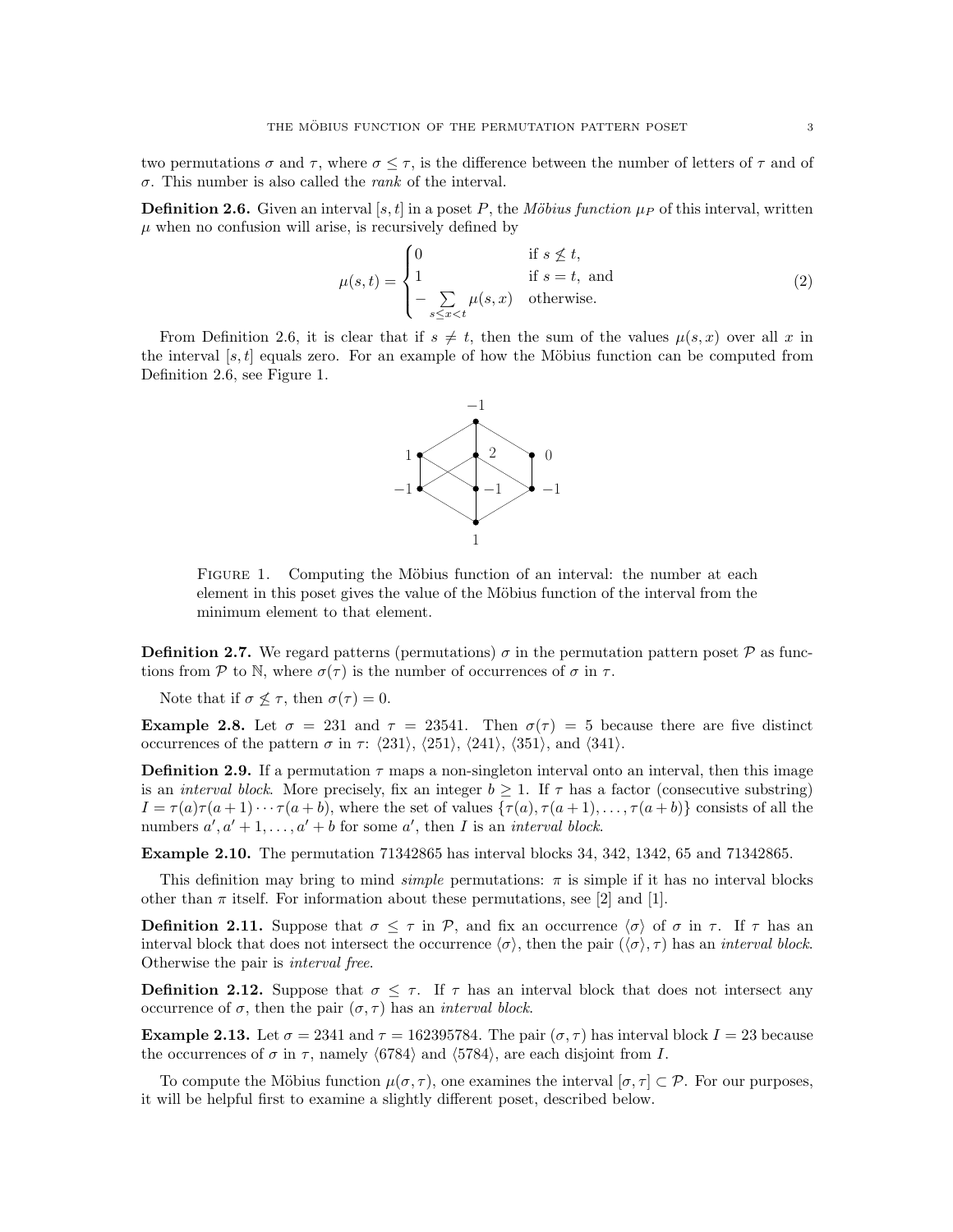two permutations $\sigma$ and $\tau$, where $\sigma \leq \tau$, is the difference between the number of letters of $\tau$ and of $\sigma$. This number is also called the *rank* of the interval.

**Definition 2.6.** Given an interval $[s,t]$ in a poset $P$, the *Möbius function* $\mu_P$ of this interval, written $\mu$ when no confusion will arise, is recursively defined by

$$\mu(s,t) = \begin{cases} 0 & \text{if } s \not\leq t, \\ 1 & \text{if } s = t, \text{ and} \\ -\sum\limits_{s \leq x < t} \mu(s,x) & \text{otherwise.} \end{cases} \tag{2}$$

From Definition 2.6, it is clear that if $s \neq t$, then the sum of the values $\mu(s,x)$ over all $x$ in the interval $[s,t]$ equals zero. For an example of how the Möbius function can be computed from Definition 2.6, see Figure 1.

FIGURE 1. Computing the Möbius function of an interval: the number at each element in this poset gives the value of the Möbius function of the interval from the minimum element to that element.

**Definition 2.7.** We regard patterns (permutations) $\sigma$ in the permutation pattern poset $\mathcal{P}$ as functions from $\mathcal{P}$ to $\mathbb{N}$, where $\sigma(\tau)$ is the number of occurrences of $\sigma$ in $\tau$.

Note that if $\sigma \not\leq \tau$, then $\sigma(\tau) = 0$.

**Example 2.8.** Let $\sigma = 231$ and $\tau = 23541$. Then $\sigma(\tau) = 5$ because there are five distinct occurrences of the pattern $\sigma$ in $\tau$: $\langle 231 \rangle$, $\langle 251 \rangle$, $\langle 241 \rangle$, $\langle 351 \rangle$, and $\langle 341 \rangle$.

**Definition 2.9.** If a permutation $\tau$ maps a non-singleton interval onto an interval, then this image is an *interval block*. More precisely, fix an integer $b \geq 1$. If $\tau$ has a factor (consecutive substring) $I = \tau(a)\tau(a+1)\cdots\tau(a+b)$, where the set of values $\{\tau(a), \tau(a+1), \ldots, \tau(a+b)\}$ consists of all the numbers $a', a'+1, \ldots, a'+b$ for some $a'$, then $I$ is an *interval block*.

**Example 2.10.** The permutation 71342865 has interval blocks 34, 342, 1342, 65 and 71342865.

This definition may bring to mind *simple* permutations: $\pi$ is simple if it has no interval blocks other than $\pi$ itself. For information about these permutations, see [2] and [1].

**Definition 2.11.** Suppose that $\sigma \leq \tau$ in $\mathcal{P}$, and fix an occurrence $\langle \sigma \rangle$ of $\sigma$ in $\tau$. If $\tau$ has an interval block that does not intersect the occurrence $\langle \sigma \rangle$, then the pair $(\langle \sigma \rangle, \tau)$ has an *interval block*. Otherwise the pair is *interval free*.

**Definition 2.12.** Suppose that $\sigma \leq \tau$. If $\tau$ has an interval block that does not intersect any occurrence of $\sigma$, then the pair $(\sigma, \tau)$ has an *interval block*.

**Example 2.13.** Let $\sigma = 2341$ and $\tau = 162395784$. The pair $(\sigma, \tau)$ has interval block $I = 23$ because the occurrences of $\sigma$ in $\tau$, namely $\langle 6784 \rangle$ and $\langle 5784 \rangle$, are each disjoint from $I$.

To compute the Möbius function $\mu(\sigma, \tau)$, one examines the interval $[\sigma, \tau] \subset \mathcal{P}$. For our purposes, it will be helpful first to examine a slightly different poset, described below.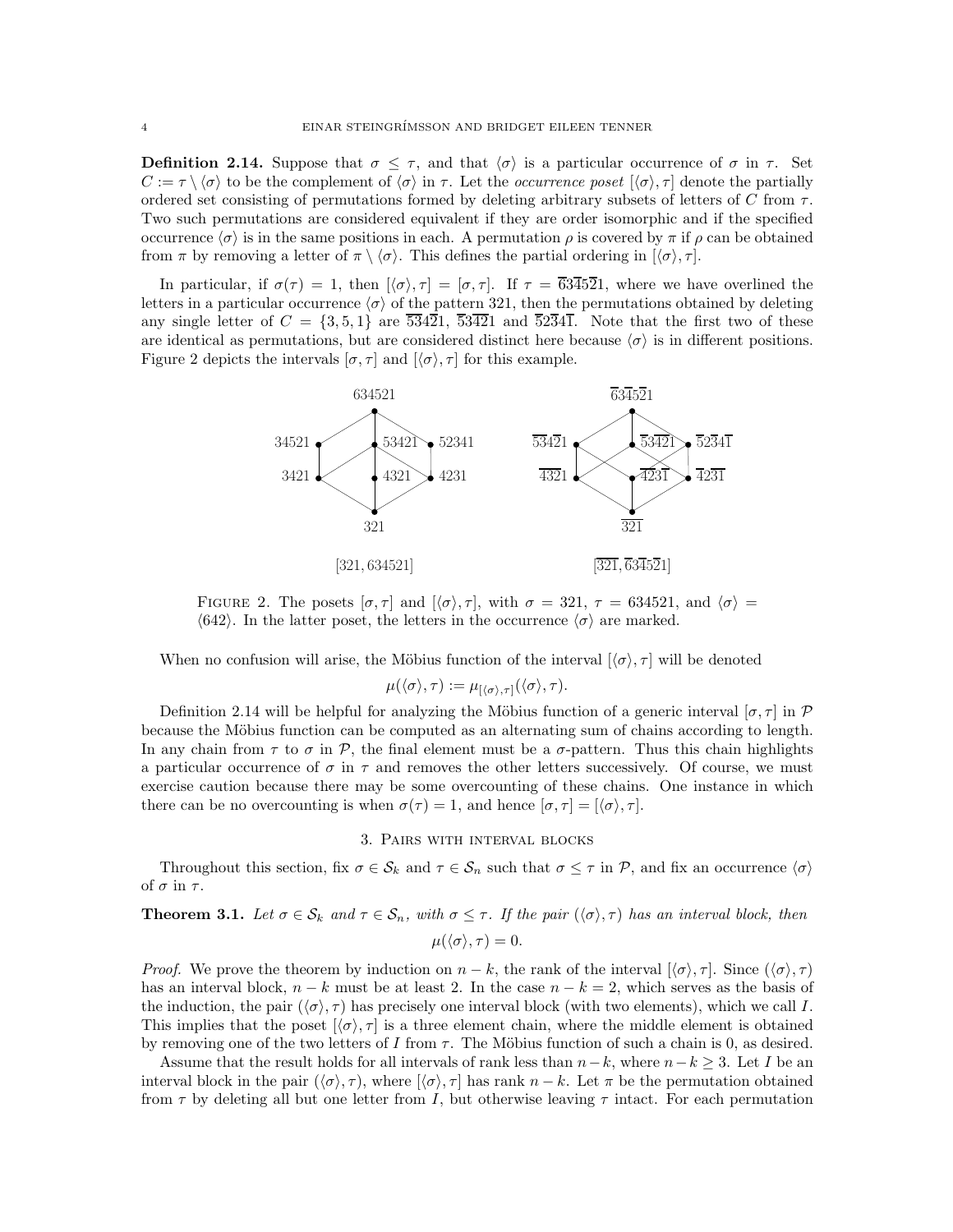**Definition 2.14.** Suppose that $\sigma \le \tau$, and that $\langle\sigma\rangle$ is a particular occurrence of $\sigma$ in $\tau$. Set $C := \tau \setminus \langle\sigma\rangle$ to be the complement of $\langle\sigma\rangle$ in $\tau$. Let the *occurrence poset* $[\langle\sigma\rangle, \tau]$ denote the partially ordered set consisting of permutations formed by deleting arbitrary subsets of letters of $C$ from $\tau$. Two such permutations are considered equivalent if they are order isomorphic and if the specified occurrence $\langle\sigma\rangle$ is in the same positions in each. A permutation $\rho$ is covered by $\pi$ if $\rho$ can be obtained from $\pi$ by removing a letter of $\pi \setminus \langle\sigma\rangle$. This defines the partial ordering in $[\langle\sigma\rangle, \tau]$.

In particular, if $\sigma(\tau) = 1$, then $[\langle\sigma\rangle, \tau] = [\sigma, \tau]$. If $\tau = \overline{6}3\overline{4}5\overline{2}1$, where we have overlined the letters in a particular occurrence $\langle\sigma\rangle$ of the pattern 321, then the permutations obtained by deleting any single letter of $C = \{3, 5, 1\}$ are $\overline{5}3\overline{4}\overline{2}1$, $\overline{5}\overline{3}4\overline{2}1$ and $\overline{5}2\overline{3}4\overline{1}$. Note that the first two of these are identical as permutations, but are considered distinct here because $\langle\sigma\rangle$ is in different positions. Figure 2 depicts the intervals $[\sigma, \tau]$ and $[\langle\sigma\rangle, \tau]$ for this example.

FIGURE 2. The posets $[\sigma, \tau]$ and $[\langle\sigma\rangle, \tau]$, with $\sigma = 321$, $\tau = 634521$, and $\langle\sigma\rangle = \langle 642\rangle$. In the latter poset, the letters in the occurrence $\langle\sigma\rangle$ are marked.

When no confusion will arise, the Möbius function of the interval $[\langle\sigma\rangle, \tau]$ will be denoted

$$\mu(\langle\sigma\rangle, \tau) := \mu_{[\langle\sigma\rangle,\tau]}(\langle\sigma\rangle, \tau).$$

Definition 2.14 will be helpful for analyzing the Möbius function of a generic interval $[\sigma, \tau]$ in $\mathcal{P}$ because the Möbius function can be computed as an alternating sum of chains according to length. In any chain from $\tau$ to $\sigma$ in $\mathcal{P}$, the final element must be a $\sigma$-pattern. Thus this chain highlights a particular occurrence of $\sigma$ in $\tau$ and removes the other letters successively. Of course, we must exercise caution because there may be some overcounting of these chains. One instance in which there can be no overcounting is when $\sigma(\tau) = 1$, and hence $[\sigma, \tau] = [\langle\sigma\rangle, \tau]$.

## 3. Pairs with interval blocks

Throughout this section, fix $\sigma \in \mathcal{S}_k$ and $\tau \in \mathcal{S}_n$ such that $\sigma \le \tau$ in $\mathcal{P}$, and fix an occurrence $\langle\sigma\rangle$ of $\sigma$ in $\tau$.

**Theorem 3.1.** *Let $\sigma \in \mathcal{S}_k$ and $\tau \in \mathcal{S}_n$, with $\sigma \le \tau$. If the pair $(\langle\sigma\rangle, \tau)$ has an interval block, then*

$$\mu(\langle\sigma\rangle, \tau) = 0.$$

*Proof.* We prove the theorem by induction on $n - k$, the rank of the interval $[\langle\sigma\rangle, \tau]$. Since $(\langle\sigma\rangle, \tau)$ has an interval block, $n - k$ must be at least 2. In the case $n - k = 2$, which serves as the basis of the induction, the pair $(\langle\sigma\rangle, \tau)$ has precisely one interval block (with two elements), which we call $I$. This implies that the poset $[\langle\sigma\rangle, \tau]$ is a three element chain, where the middle element is obtained by removing one of the two letters of $I$ from $\tau$. The Möbius function of such a chain is 0, as desired.

Assume that the result holds for all intervals of rank less than $n-k$, where $n-k \ge 3$. Let $I$ be an interval block in the pair $(\langle\sigma\rangle, \tau)$, where $[\langle\sigma\rangle, \tau]$ has rank $n - k$. Let $\pi$ be the permutation obtained from $\tau$ by deleting all but one letter from $I$, but otherwise leaving $\tau$ intact. For each permutation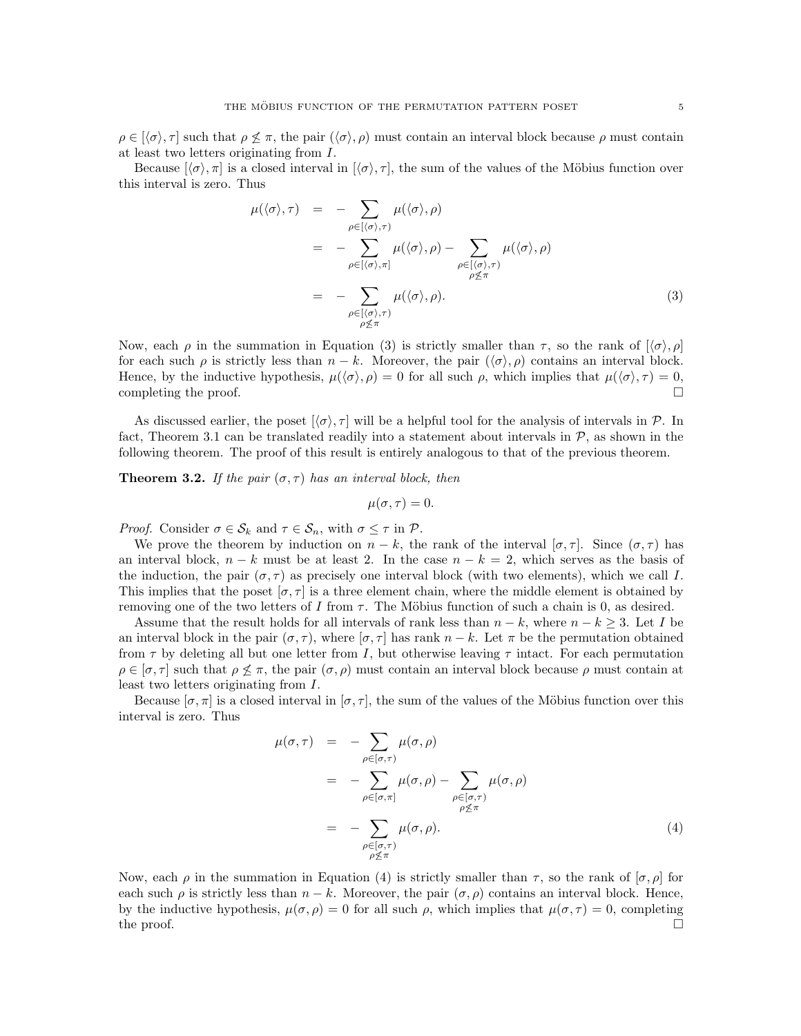$\rho \in [\langle\sigma\rangle, \tau]$ such that $\rho \not\leq \pi$, the pair $(\langle\sigma\rangle, \rho)$ must contain an interval block because $\rho$ must contain at least two letters originating from $I$.

Because $[\langle\sigma\rangle, \pi]$ is a closed interval in $[\langle\sigma\rangle, \tau]$, the sum of the values of the Möbius function over this interval is zero. Thus

$$
\begin{aligned}
\mu(\langle\sigma\rangle, \tau) &= -\sum_{\rho \in [\langle\sigma\rangle, \tau)} \mu(\langle\sigma\rangle, \rho) \\
&= -\sum_{\rho \in [\langle\sigma\rangle, \pi]} \mu(\langle\sigma\rangle, \rho) - \sum_{\substack{\rho \in [\langle\sigma\rangle, \tau) \\ \rho \not\leq \pi}} \mu(\langle\sigma\rangle, \rho) \\
&= -\sum_{\substack{\rho \in [\langle\sigma\rangle, \tau) \\ \rho \not\leq \pi}} \mu(\langle\sigma\rangle, \rho). \qquad (3)
\end{aligned}
$$

Now, each $\rho$ in the summation in Equation (3) is strictly smaller than $\tau$, so the rank of $[\langle\sigma\rangle, \rho]$ for each such $\rho$ is strictly less than $n-k$. Moreover, the pair $(\langle\sigma\rangle, \rho)$ contains an interval block. Hence, by the inductive hypothesis, $\mu(\langle\sigma\rangle, \rho) = 0$ for all such $\rho$, which implies that $\mu(\langle\sigma\rangle, \tau) = 0$, completing the proof. □

As discussed earlier, the poset $[\langle\sigma\rangle, \tau]$ will be a helpful tool for the analysis of intervals in $\mathcal{P}$. In fact, Theorem 3.1 can be translated readily into a statement about intervals in $\mathcal{P}$, as shown in the following theorem. The proof of this result is entirely analogous to that of the previous theorem.

**Theorem 3.2.** *If the pair $(\sigma, \tau)$ has an interval block, then*

$$\mu(\sigma, \tau) = 0.$$

*Proof.* Consider $\sigma \in \mathcal{S}_k$ and $\tau \in \mathcal{S}_n$, with $\sigma \leq \tau$ in $\mathcal{P}$.

We prove the theorem by induction on $n-k$, the rank of the interval $[\sigma, \tau]$. Since $(\sigma, \tau)$ has an interval block, $n-k$ must be at least 2. In the case $n-k=2$, which serves as the basis of the induction, the pair $(\sigma, \tau)$ as precisely one interval block (with two elements), which we call $I$. This implies that the poset $[\sigma, \tau]$ is a three element chain, where the middle element is obtained by removing one of the two letters of $I$ from $\tau$. The Möbius function of such a chain is 0, as desired.

Assume that the result holds for all intervals of rank less than $n-k$, where $n-k \geq 3$. Let $I$ be an interval block in the pair $(\sigma, \tau)$, where $[\sigma, \tau]$ has rank $n-k$. Let $\pi$ be the permutation obtained from $\tau$ by deleting all but one letter from $I$, but otherwise leaving $\tau$ intact. For each permutation $\rho \in [\sigma, \tau]$ such that $\rho \not\leq \pi$, the pair $(\sigma, \rho)$ must contain an interval block because $\rho$ must contain at least two letters originating from $I$.

Because $[\sigma, \pi]$ is a closed interval in $[\sigma, \tau]$, the sum of the values of the Möbius function over this interval is zero. Thus

$$
\begin{aligned}
\mu(\sigma, \tau) &= -\sum_{\rho \in [\sigma, \tau)} \mu(\sigma, \rho) \\
&= -\sum_{\rho \in [\sigma, \pi]} \mu(\sigma, \rho) - \sum_{\substack{\rho \in [\sigma, \tau) \\ \rho \not\leq \pi}} \mu(\sigma, \rho) \\
&= -\sum_{\substack{\rho \in [\sigma, \tau) \\ \rho \not\leq \pi}} \mu(\sigma, \rho). \qquad (4)
\end{aligned}
$$

Now, each $\rho$ in the summation in Equation (4) is strictly smaller than $\tau$, so the rank of $[\sigma, \rho]$ for each such $\rho$ is strictly less than $n-k$. Moreover, the pair $(\sigma, \rho)$ contains an interval block. Hence, by the inductive hypothesis, $\mu(\sigma, \rho) = 0$ for all such $\rho$, which implies that $\mu(\sigma, \tau) = 0$, completing the proof. □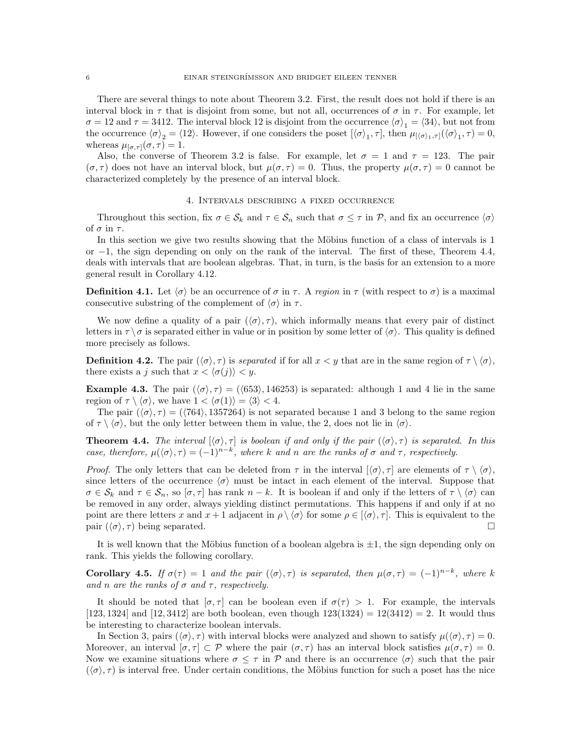There are several things to note about Theorem 3.2. First, the result does not hold if there is an interval block in $\tau$ that is disjoint from some, but not all, occurrences of $\sigma$ in $\tau$. For example, let $\sigma = 12$ and $\tau = 3412$. The interval block 12 is disjoint from the occurrence $\langle\sigma\rangle_1 = \langle 34\rangle$, but not from the occurrence $\langle\sigma\rangle_2 = \langle 12\rangle$. However, if one considers the poset $[\langle\sigma\rangle_1, \tau]$, then $\mu_{[\langle\sigma\rangle_1,\tau]}(\langle\sigma\rangle_1, \tau) = 0$, whereas $\mu_{[\sigma,\tau]}(\sigma, \tau) = 1$.

Also, the converse of Theorem 3.2 is false. For example, let $\sigma = 1$ and $\tau = 123$. The pair $(\sigma, \tau)$ does not have an interval block, but $\mu(\sigma, \tau) = 0$. Thus, the property $\mu(\sigma, \tau) = 0$ cannot be characterized completely by the presence of an interval block.

## 4. Intervals describing a fixed occurrence

Throughout this section, fix $\sigma \in \mathcal{S}_k$ and $\tau \in \mathcal{S}_n$ such that $\sigma \leq \tau$ in $\mathcal{P}$, and fix an occurrence $\langle\sigma\rangle$ of $\sigma$ in $\tau$.

In this section we give two results showing that the Möbius function of a class of intervals is 1 or $-1$, the sign depending on only on the rank of the interval. The first of these, Theorem 4.4, deals with intervals that are boolean algebras. That, in turn, is the basis for an extension to a more general result in Corollary 4.12.

**Definition 4.1.** Let $\langle\sigma\rangle$ be an occurrence of $\sigma$ in $\tau$. A *region* in $\tau$ (with respect to $\sigma$) is a maximal consecutive substring of the complement of $\langle\sigma\rangle$ in $\tau$.

We now define a quality of a pair $(\langle\sigma\rangle, \tau)$, which informally means that every pair of distinct letters in $\tau \setminus \sigma$ is separated either in value or in position by some letter of $\langle\sigma\rangle$. This quality is defined more precisely as follows.

**Definition 4.2.** The pair $(\langle\sigma\rangle, \tau)$ is *separated* if for all $x < y$ that are in the same region of $\tau \setminus \langle\sigma\rangle$, there exists a $j$ such that $x < \langle\sigma(j)\rangle < y$.

**Example 4.3.** The pair $(\langle\sigma\rangle, \tau) = (\langle 653\rangle, 146253)$ is separated: although 1 and 4 lie in the same region of $\tau \setminus \langle\sigma\rangle$, we have $1 < \langle\sigma(1)\rangle = \langle 3\rangle < 4$.

The pair $(\langle\sigma\rangle, \tau) = (\langle 764\rangle, 1357264)$ is not separated because 1 and 3 belong to the same region of $\tau \setminus \langle\sigma\rangle$, but the only letter between them in value, the 2, does not lie in $\langle\sigma\rangle$.

**Theorem 4.4.** *The interval $[\langle\sigma\rangle, \tau]$ is boolean if and only if the pair $(\langle\sigma\rangle, \tau)$ is separated. In this case, therefore, $\mu(\langle\sigma\rangle, \tau) = (-1)^{n-k}$, where $k$ and $n$ are the ranks of $\sigma$ and $\tau$, respectively.*

*Proof.* The only letters that can be deleted from $\tau$ in the interval $[\langle\sigma\rangle, \tau]$ are elements of $\tau \setminus \langle\sigma\rangle$, since letters of the occurrence $\langle\sigma\rangle$ must be intact in each element of the interval. Suppose that $\sigma \in \mathcal{S}_k$ and $\tau \in \mathcal{S}_n$, so $[\sigma, \tau]$ has rank $n - k$. It is boolean if and only if the letters of $\tau \setminus \langle\sigma\rangle$ can be removed in any order, always yielding distinct permutations. This happens if and only if at no point are there letters $x$ and $x + 1$ adjacent in $\rho \setminus \langle\sigma\rangle$ for some $\rho \in [\langle\sigma\rangle, \tau]$. This is equivalent to the pair $(\langle\sigma\rangle, \tau)$ being separated. $\square$

It is well known that the Möbius function of a boolean algebra is $\pm 1$, the sign depending only on rank. This yields the following corollary.

**Corollary 4.5.** *If $\sigma(\tau) = 1$ and the pair $(\langle\sigma\rangle, \tau)$ is separated, then $\mu(\sigma, \tau) = (-1)^{n-k}$, where $k$ and $n$ are the ranks of $\sigma$ and $\tau$, respectively.*

It should be noted that $[\sigma, \tau]$ can be boolean even if $\sigma(\tau) > 1$. For example, the intervals $[123, 1324]$ and $[12, 3412]$ are both boolean, even though $123(1324) = 12(3412) = 2$. It would thus be interesting to characterize boolean intervals.

In Section 3, pairs $(\langle\sigma\rangle, \tau)$ with interval blocks were analyzed and shown to satisfy $\mu(\langle\sigma\rangle, \tau) = 0$. Moreover, an interval $[\sigma, \tau] \subset \mathcal{P}$ where the pair $(\sigma, \tau)$ has an interval block satisfies $\mu(\sigma, \tau) = 0$. Now we examine situations where $\sigma \leq \tau$ in $\mathcal{P}$ and there is an occurrence $\langle\sigma\rangle$ such that the pair $(\langle\sigma\rangle, \tau)$ is interval free. Under certain conditions, the Möbius function for such a poset has the nice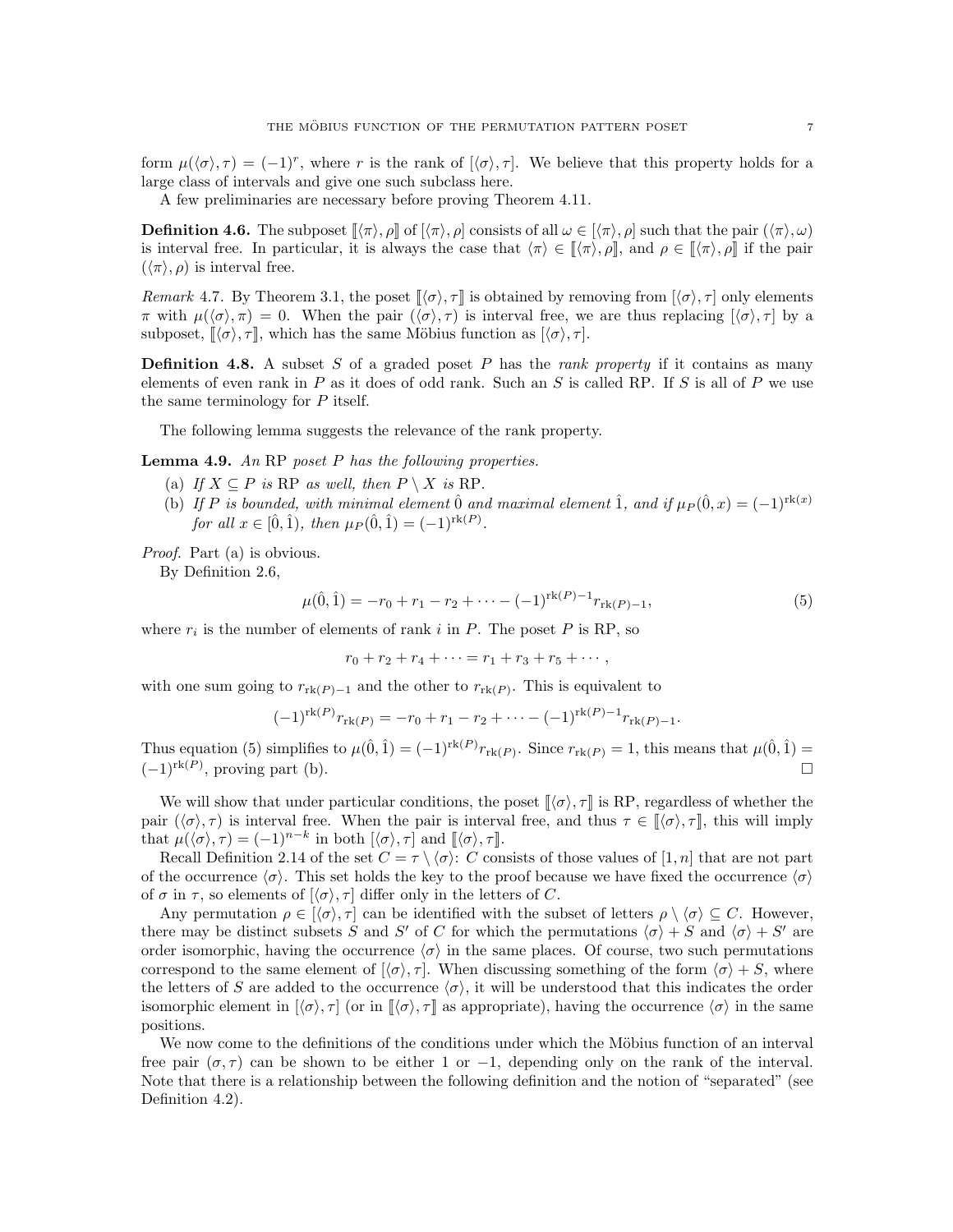form $\mu(\langle\sigma\rangle, \tau) = (-1)^r$, where $r$ is the rank of $[\langle\sigma\rangle, \tau]$. We believe that this property holds for a large class of intervals and give one such subclass here.

A few preliminaries are necessary before proving Theorem 4.11.

**Definition 4.6.** The subposet $[\![\langle\pi\rangle, \rho]\!]$ of $[\langle\pi\rangle, \rho]$ consists of all $\omega \in [\langle\pi\rangle, \rho]$ such that the pair $(\langle\pi\rangle, \omega)$ is interval free. In particular, it is always the case that $\langle\pi\rangle \in [\![\langle\pi\rangle, \rho]\!]$, and $\rho \in [\![\langle\pi\rangle, \rho]\!]$ if the pair $(\langle\pi\rangle, \rho)$ is interval free.

*Remark* 4.7. By Theorem 3.1, the poset $[\![\langle\sigma\rangle, \tau]\!]$ is obtained by removing from $[\langle\sigma\rangle, \tau]$ only elements $\pi$ with $\mu(\langle\sigma\rangle, \pi) = 0$. When the pair $(\langle\sigma\rangle, \tau)$ is interval free, we are thus replacing $[\langle\sigma\rangle, \tau]$ by a subposet, $[\![\langle\sigma\rangle, \tau]\!]$, which has the same Möbius function as $[\langle\sigma\rangle, \tau]$.

**Definition 4.8.** A subset $S$ of a graded poset $P$ has the *rank property* if it contains as many elements of even rank in $P$ as it does of odd rank. Such an $S$ is called RP. If $S$ is all of $P$ we use the same terminology for $P$ itself.

The following lemma suggests the relevance of the rank property.

**Lemma 4.9.** *An* RP *poset $P$ has the following properties.*

(a) *If $X \subseteq P$ is* RP *as well, then $P \setminus X$ is* RP.
(b) *If $P$ is bounded, with minimal element $\hat{0}$ and maximal element $\hat{1}$, and if $\mu_P(\hat{0}, x) = (-1)^{\mathrm{rk}(x)}$ for all $x \in [\hat{0}, \hat{1})$, then $\mu_P(\hat{0}, \hat{1}) = (-1)^{\mathrm{rk}(P)}$.*

*Proof.* Part (a) is obvious.

By Definition 2.6,

$$\mu(\hat{0}, \hat{1}) = -r_0 + r_1 - r_2 + \cdots - (-1)^{\mathrm{rk}(P)-1} r_{\mathrm{rk}(P)-1}, \tag{5}$$

where $r_i$ is the number of elements of rank $i$ in $P$. The poset $P$ is RP, so

$$r_0 + r_2 + r_4 + \cdots = r_1 + r_3 + r_5 + \cdots,$$

with one sum going to $r_{\mathrm{rk}(P)-1}$ and the other to $r_{\mathrm{rk}(P)}$. This is equivalent to

$$(-1)^{\mathrm{rk}(P)} r_{\mathrm{rk}(P)} = -r_0 + r_1 - r_2 + \cdots - (-1)^{\mathrm{rk}(P)-1} r_{\mathrm{rk}(P)-1}.$$

Thus equation (5) simplifies to $\mu(\hat{0}, \hat{1}) = (-1)^{\mathrm{rk}(P)} r_{\mathrm{rk}(P)}$. Since $r_{\mathrm{rk}(P)} = 1$, this means that $\mu(\hat{0}, \hat{1}) = (-1)^{\mathrm{rk}(P)}$, proving part (b). □

We will show that under particular conditions, the poset $[\![\langle\sigma\rangle, \tau]\!]$ is RP, regardless of whether the pair $(\langle\sigma\rangle, \tau)$ is interval free. When the pair is interval free, and thus $\tau \in [\![\langle\sigma\rangle, \tau]\!]$, this will imply that $\mu(\langle\sigma\rangle, \tau) = (-1)^{n-k}$ in both $[\langle\sigma\rangle, \tau]$ and $[\![\langle\sigma\rangle, \tau]\!]$.

Recall Definition 2.14 of the set $C = \tau \setminus \langle\sigma\rangle$: $C$ consists of those values of $[1, n]$ that are not part of the occurrence $\langle\sigma\rangle$. This set holds the key to the proof because we have fixed the occurrence $\langle\sigma\rangle$ of $\sigma$ in $\tau$, so elements of $[\langle\sigma\rangle, \tau]$ differ only in the letters of $C$.

Any permutation $\rho \in [\langle\sigma\rangle, \tau]$ can be identified with the subset of letters $\rho \setminus \langle\sigma\rangle \subseteq C$. However, there may be distinct subsets $S$ and $S'$ of $C$ for which the permutations $\langle\sigma\rangle + S$ and $\langle\sigma\rangle + S'$ are order isomorphic, having the occurrence $\langle\sigma\rangle$ in the same places. Of course, two such permutations correspond to the same element of $[\langle\sigma\rangle, \tau]$. When discussing something of the form $\langle\sigma\rangle + S$, where the letters of $S$ are added to the occurrence $\langle\sigma\rangle$, it will be understood that this indicates the order isomorphic element in $[\langle\sigma\rangle, \tau]$ (or in $[\![\langle\sigma\rangle, \tau]\!]$ as appropriate), having the occurrence $\langle\sigma\rangle$ in the same positions.

We now come to the definitions of the conditions under which the Möbius function of an interval free pair $(\sigma, \tau)$ can be shown to be either 1 or $-1$, depending only on the rank of the interval. Note that there is a relationship between the following definition and the notion of "separated" (see Definition 4.2).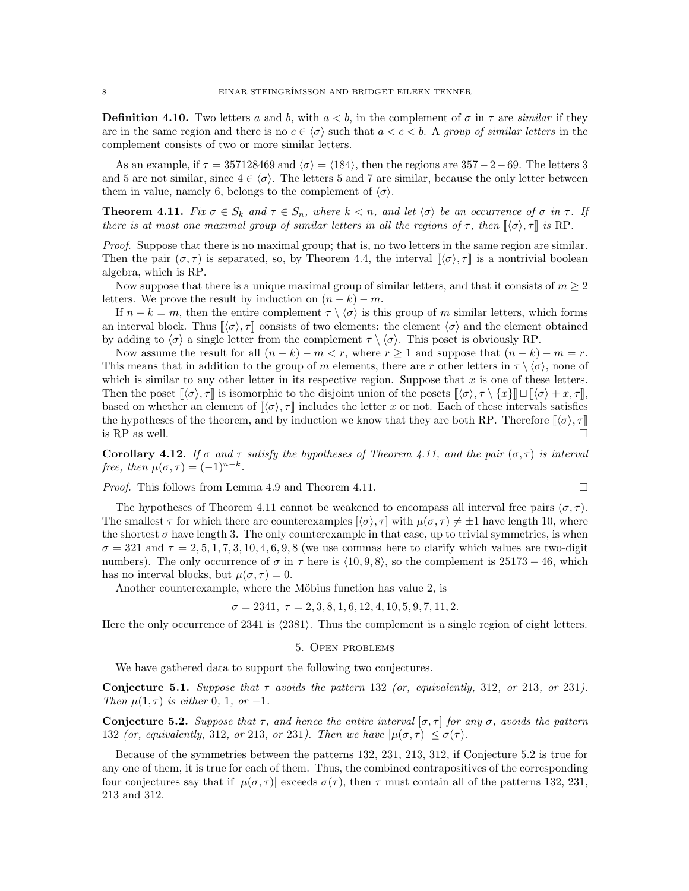**Definition 4.10.** Two letters $a$ and $b$, with $a < b$, in the complement of $\sigma$ in $\tau$ are *similar* if they are in the same region and there is no $c \in \langle\sigma\rangle$ such that $a < c < b$. A *group of similar letters* in the complement consists of two or more similar letters.

As an example, if $\tau = 357128469$ and $\langle\sigma\rangle = \langle 184 \rangle$, then the regions are $357 - 2 - 69$. The letters 3 and 5 are not similar, since $4 \in \langle\sigma\rangle$. The letters 5 and 7 are similar, because the only letter between them in value, namely 6, belongs to the complement of $\langle\sigma\rangle$.

**Theorem 4.11.** *Fix $\sigma \in S_k$ and $\tau \in S_n$, where $k < n$, and let $\langle\sigma\rangle$ be an occurrence of $\sigma$ in $\tau$. If there is at most one maximal group of similar letters in all the regions of $\tau$, then $[\![\langle\sigma\rangle, \tau]\!]$ is* RP.

*Proof.* Suppose that there is no maximal group; that is, no two letters in the same region are similar. Then the pair $(\sigma, \tau)$ is separated, so, by Theorem 4.4, the interval $[\![\langle\sigma\rangle, \tau]\!]$ is a nontrivial boolean algebra, which is RP.

Now suppose that there is a unique maximal group of similar letters, and that it consists of $m \geq 2$ letters. We prove the result by induction on $(n - k) - m$.

If $n - k = m$, then the entire complement $\tau \setminus \langle\sigma\rangle$ is this group of $m$ similar letters, which forms an interval block. Thus $[\![\langle\sigma\rangle, \tau]\!]$ consists of two elements: the element $\langle\sigma\rangle$ and the element obtained by adding to $\langle\sigma\rangle$ a single letter from the complement $\tau \setminus \langle\sigma\rangle$. This poset is obviously RP.

Now assume the result for all $(n - k) - m < r$, where $r \geq 1$ and suppose that $(n - k) - m = r$. This means that in addition to the group of $m$ elements, there are $r$ other letters in $\tau \setminus \langle\sigma\rangle$, none of which is similar to any other letter in its respective region. Suppose that $x$ is one of these letters. Then the poset $[\![\langle\sigma\rangle, \tau]\!]$ is isomorphic to the disjoint union of the posets $[\![\langle\sigma\rangle, \tau \setminus \{x\}]\!] \sqcup [\![\langle\sigma\rangle + x, \tau]\!]$, based on whether an element of $[\![\langle\sigma\rangle, \tau]\!]$ includes the letter $x$ or not. Each of these intervals satisfies the hypotheses of the theorem, and by induction we know that they are both RP. Therefore $[\![\langle\sigma\rangle, \tau]\!]$ is RP as well. $\square$

**Corollary 4.12.** *If $\sigma$ and $\tau$ satisfy the hypotheses of Theorem 4.11, and the pair $(\sigma, \tau)$ is interval free, then $\mu(\sigma, \tau) = (-1)^{n-k}$.*

*Proof.* This follows from Lemma 4.9 and Theorem 4.11. $\square$

The hypotheses of Theorem 4.11 cannot be weakened to encompass all interval free pairs $(\sigma, \tau)$. The smallest $\tau$ for which there are counterexamples $[\langle\sigma\rangle, \tau]$ with $\mu(\sigma, \tau) \neq \pm 1$ have length 10, where the shortest $\sigma$ have length 3. The only counterexample in that case, up to trivial symmetries, is when $\sigma = 321$ and $\tau = 2, 5, 1, 7, 3, 10, 4, 6, 9, 8$ (we use commas here to clarify which values are two-digit numbers). The only occurrence of $\sigma$ in $\tau$ here is $\langle 10, 9, 8\rangle$, so the complement is $25173 - 46$, which has no interval blocks, but $\mu(\sigma, \tau) = 0$.

Another counterexample, where the Möbius function has value 2, is

$$\sigma = 2341, \ \tau = 2, 3, 8, 1, 6, 12, 4, 10, 5, 9, 7, 11, 2.$$

Here the only occurrence of 2341 is $\langle 2381\rangle$. Thus the complement is a single region of eight letters.

## 5. Open problems

We have gathered data to support the following two conjectures.

**Conjecture 5.1.** *Suppose that $\tau$ avoids the pattern 132 (or, equivalently, 312, or 213, or 231). Then $\mu(1, \tau)$ is either 0, 1, or $-1$.*

**Conjecture 5.2.** *Suppose that $\tau$, and hence the entire interval $[\sigma, \tau]$ for any $\sigma$, avoids the pattern 132 (or, equivalently, 312, or 213, or 231). Then we have $|\mu(\sigma, \tau)| \leq \sigma(\tau)$.*

Because of the symmetries between the patterns 132, 231, 213, 312, if Conjecture 5.2 is true for any one of them, it is true for each of them. Thus, the combined contrapositives of the corresponding four conjectures say that if $|\mu(\sigma, \tau)|$ exceeds $\sigma(\tau)$, then $\tau$ must contain all of the patterns 132, 231, 213 and 312.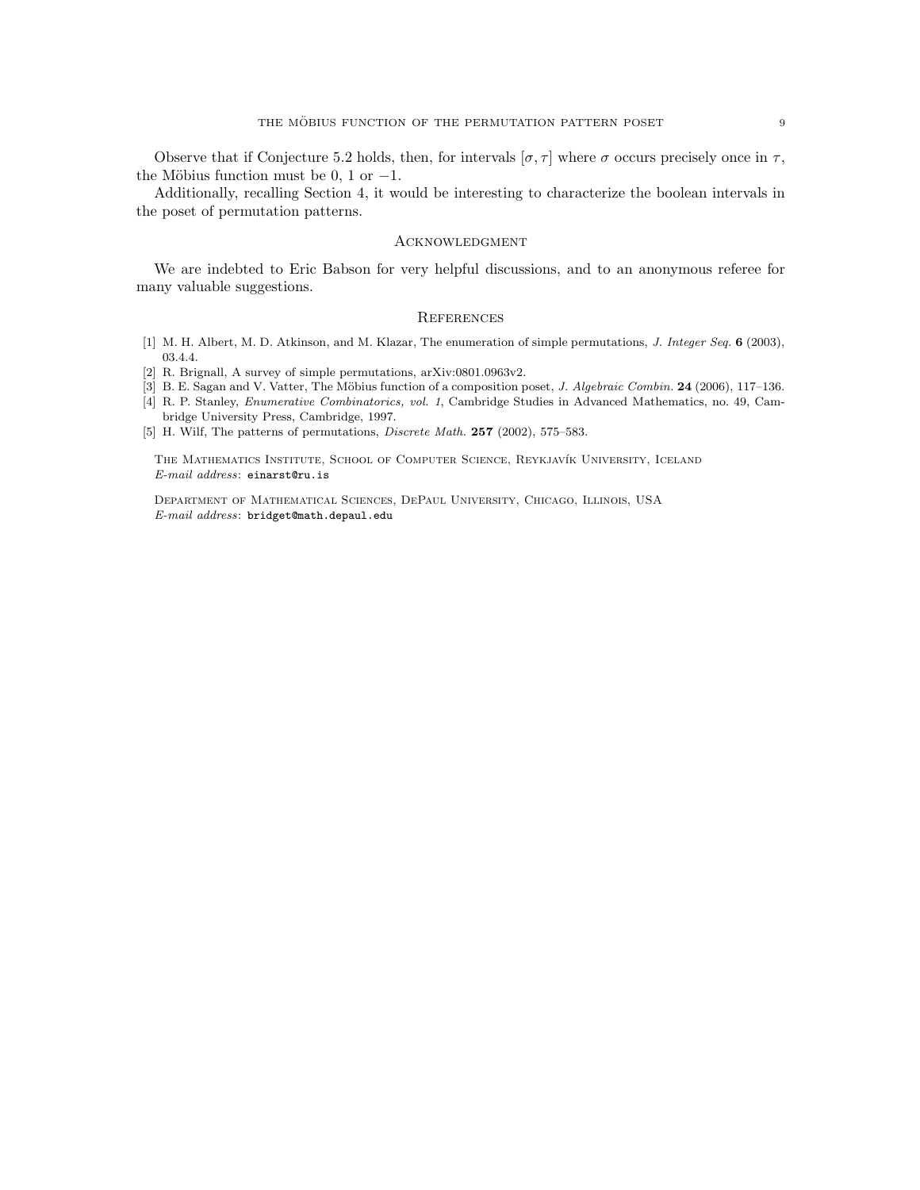Observe that if Conjecture 5.2 holds, then, for intervals $[\sigma, \tau]$ where $\sigma$ occurs precisely once in $\tau$, the Möbius function must be 0, 1 or $-1$.

Additionally, recalling Section 4, it would be interesting to characterize the boolean intervals in the poset of permutation patterns.

## Acknowledgment

We are indebted to Eric Babson for very helpful discussions, and to an anonymous referee for many valuable suggestions.

## References

[1] M. H. Albert, M. D. Atkinson, and M. Klazar, The enumeration of simple permutations, *J. Integer Seq.* **6** (2003), 03.4.4.

[2] R. Brignall, A survey of simple permutations, arXiv:0801.0963v2.

[3] B. E. Sagan and V. Vatter, The Möbius function of a composition poset, *J. Algebraic Combin.* **24** (2006), 117–136.

[4] R. P. Stanley, *Enumerative Combinatorics, vol. 1*, Cambridge Studies in Advanced Mathematics, no. 49, Cambridge University Press, Cambridge, 1997.

[5] H. Wilf, The patterns of permutations, *Discrete Math.* **257** (2002), 575–583.

The Mathematics Institute, School of Computer Science, Reykjavík University, Iceland
*E-mail address*: einarst@ru.is

Department of Mathematical Sciences, DePaul University, Chicago, Illinois, USA
*E-mail address*: bridget@math.depaul.edu